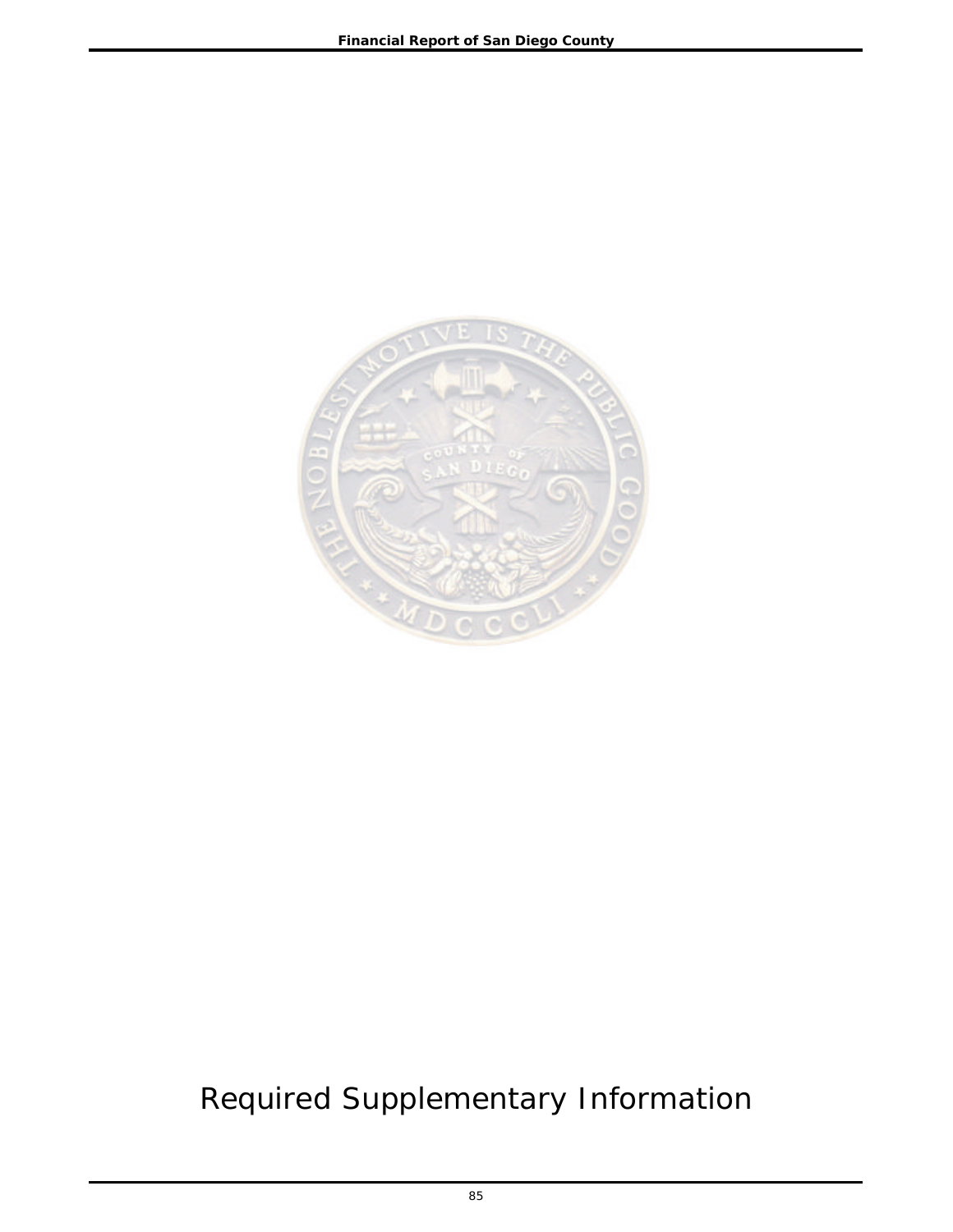# Required Supplementary Information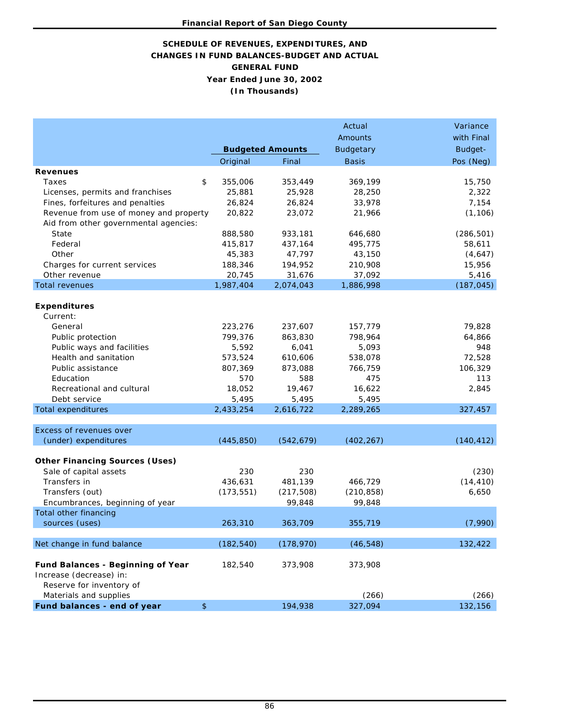### SCHEDULE OF REVENUES, EXPENDITURES, AND CHANGES IN FUND BALANCES-BUDGET AND ACTUAL

### GENERAL FUND

### Year Ended June 30, 2002

### (In Thousands)

| | Budgeted Amounts | | Actual Amounts Budgetary | Variance with Final Budget- |
|---|---|---|---|---|
| | Original | Final | Basis | Pos (Neg) |
| **Revenues** | | | | |
| Taxes | $ 355,006 | 353,449 | 369,199 | 15,750 |
| Licenses, permits and franchises | 25,881 | 25,928 | 28,250 | 2,322 |
| Fines, forfeitures and penalties | 26,824 | 26,824 | 33,978 | 7,154 |
| Revenue from use of money and property | 20,822 | 23,072 | 21,966 | (1,106) |
| Aid from other governmental agencies: | | | | |
| State | 888,580 | 933,181 | 646,680 | (286,501) |
| Federal | 415,817 | 437,164 | 495,775 | 58,611 |
| Other | 45,383 | 47,797 | 43,150 | (4,647) |
| Charges for current services | 188,346 | 194,952 | 210,908 | 15,956 |
| Other revenue | 20,745 | 31,676 | 37,092 | 5,416 |
| Total revenues | 1,987,404 | 2,074,043 | 1,886,998 | (187,045) |
| **Expenditures** | | | | |
| Current: | | | | |
| General | 223,276 | 237,607 | 157,779 | 79,828 |
| Public protection | 799,376 | 863,830 | 798,964 | 64,866 |
| Public ways and facilities | 5,592 | 6,041 | 5,093 | 948 |
| Health and sanitation | 573,524 | 610,606 | 538,078 | 72,528 |
| Public assistance | 807,369 | 873,088 | 766,759 | 106,329 |
| Education | 570 | 588 | 475 | 113 |
| Recreational and cultural | 18,052 | 19,467 | 16,622 | 2,845 |
| Debt service | 5,495 | 5,495 | 5,495 | |
| Total expenditures | 2,433,254 | 2,616,722 | 2,289,265 | 327,457 |
| Excess of revenues over (under) expenditures | (445,850) | (542,679) | (402,267) | (140,412) |
| **Other Financing Sources (Uses)** | | | | |
| Sale of capital assets | 230 | 230 | | (230) |
| Transfers in | 436,631 | 481,139 | 466,729 | (14,410) |
| Transfers (out) | (173,551) | (217,508) | (210,858) | 6,650 |
| Encumbrances, beginning of year | | 99,848 | 99,848 | |
| Total other financing sources (uses) | 263,310 | 363,709 | 355,719 | (7,990) |
| Net change in fund balance | (182,540) | (178,970) | (46,548) | 132,422 |
| **Fund Balances - Beginning of Year** | 182,540 | 373,908 | 373,908 | |
| Increase (decrease) in: | | | | |
| Reserve for inventory of Materials and supplies | | | (266) | (266) |
| **Fund balances - end of year** | $ | 194,938 | 327,094 | 132,156 |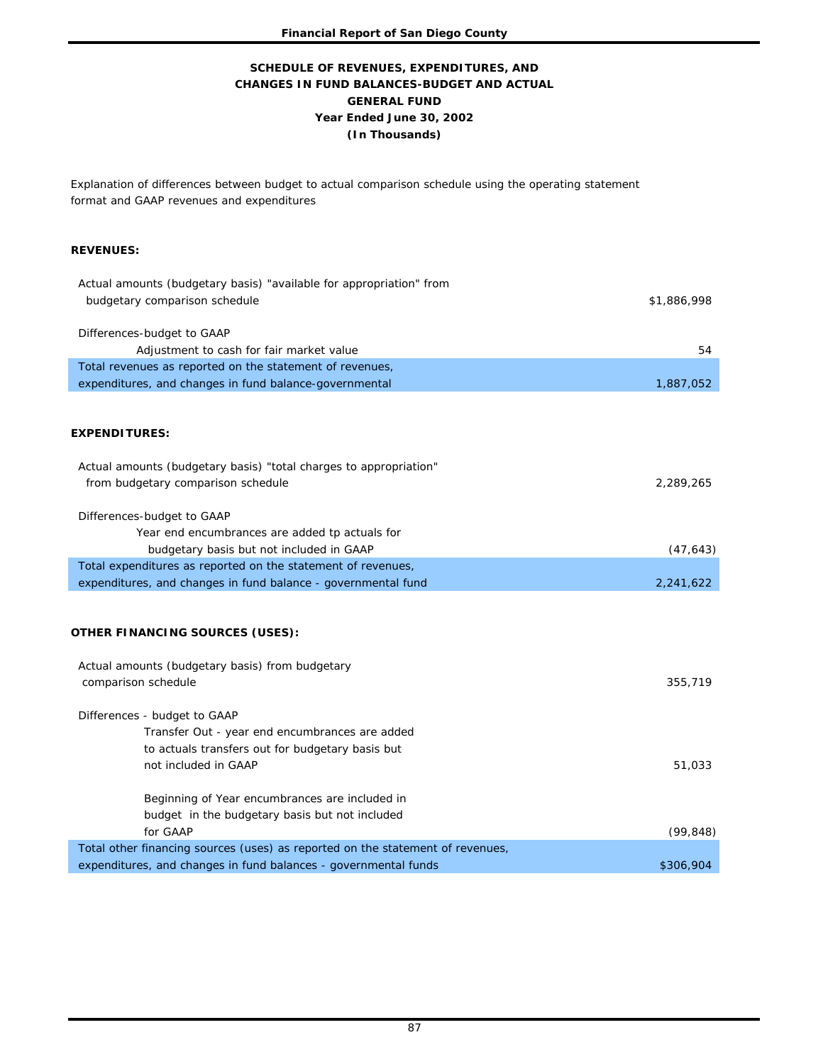# SCHEDULE OF REVENUES, EXPENDITURES, AND CHANGES IN FUND BALANCES-BUDGET AND ACTUAL
## GENERAL FUND
### Year Ended June 30, 2002
### (In Thousands)

Explanation of differences between budget to actual comparison schedule using the operating statement format and GAAP revenues and expenditures

**REVENUES:**

| | |
|---|---|
| Actual amounts (budgetary basis) "available for appropriation" from budgetary comparison schedule | $1,886,998 |
| Differences-budget to GAAP | |
| Adjustment to cash for fair market value | 54 |
| Total revenues as reported on the statement of revenues, expenditures, and changes in fund balance-governmental | 1,887,052 |

**EXPENDITURES:**

| | |
|---|---|
| Actual amounts (budgetary basis) "total charges to appropriation" from budgetary comparison schedule | 2,289,265 |
| Differences-budget to GAAP | |
| Year end encumbrances are added tp actuals for budgetary basis but not included in GAAP | (47,643) |
| Total expenditures as reported on the statement of revenues, expenditures, and changes in fund balance - governmental fund | 2,241,622 |

**OTHER FINANCING SOURCES (USES):**

| | |
|---|---|
| Actual amounts (budgetary basis) from budgetary comparison schedule | 355,719 |
| Differences - budget to GAAP | |
| Transfer Out - year end encumbrances are added to actuals transfers out for budgetary basis but not included in GAAP | 51,033 |
| Beginning of Year encumbrances are included in budget in the budgetary basis but not included for GAAP | (99,848) |
| Total other financing sources (uses) as reported on the statement of revenues, expenditures, and changes in fund balances - governmental funds | $306,904 |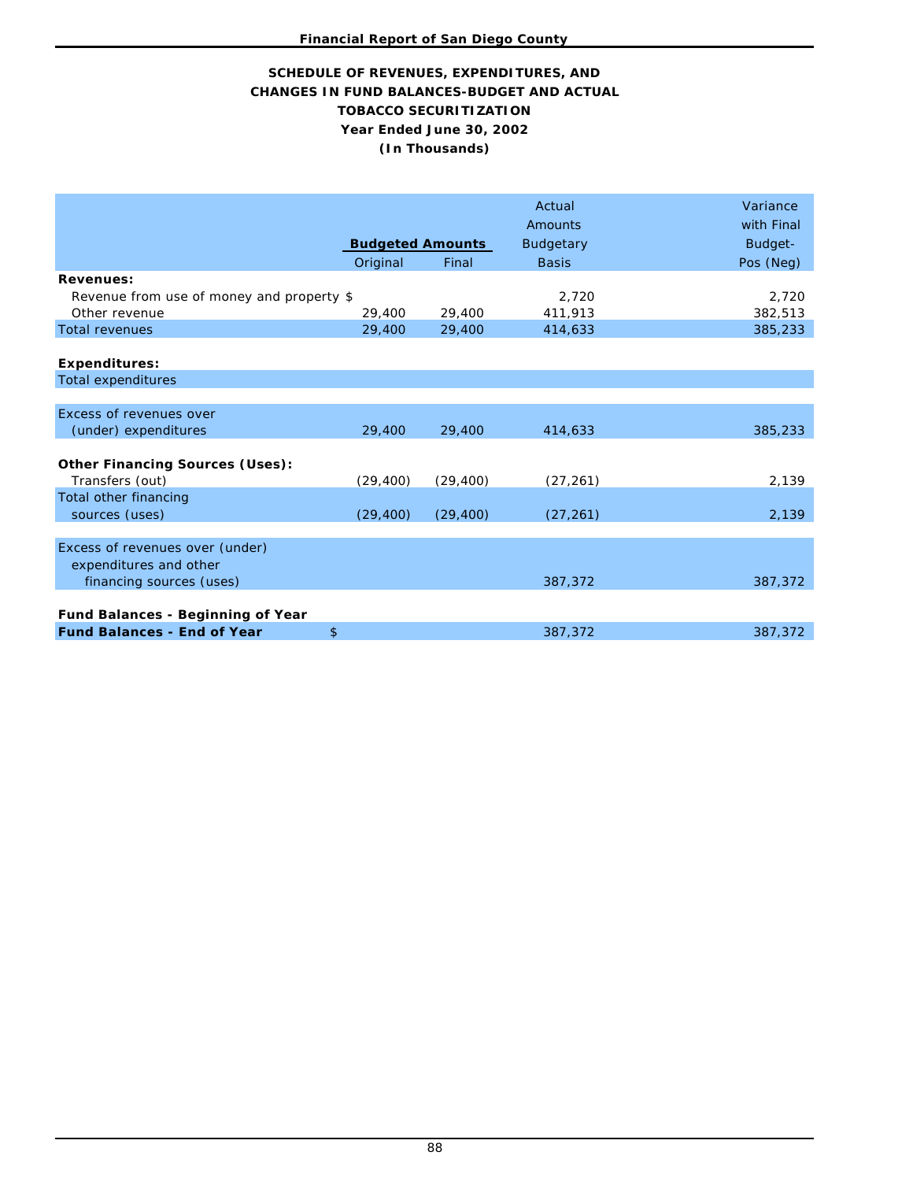## SCHEDULE OF REVENUES, EXPENDITURES, AND CHANGES IN FUND BALANCES-BUDGET AND ACTUAL

## TOBACCO SECURITIZATION

### Year Ended June 30, 2002

### (In Thousands)

| | Budgeted Amounts | | Actual Amounts Budgetary | Variance with Final Budget- |
|---|---|---|---|---|
| | Original | Final | Basis | Pos (Neg) |
| **Revenues:** | | | | |
| Revenue from use of money and property $ | | | 2,720 | 2,720 |
| Other revenue | 29,400 | 29,400 | 411,913 | 382,513 |
| Total revenues | 29,400 | 29,400 | 414,633 | 385,233 |
| **Expenditures:** | | | | |
| Total expenditures | | | | |
| Excess of revenues over (under) expenditures | 29,400 | 29,400 | 414,633 | 385,233 |
| **Other Financing Sources (Uses):** | | | | |
| Transfers (out) | (29,400) | (29,400) | (27,261) | 2,139 |
| Total other financing sources (uses) | (29,400) | (29,400) | (27,261) | 2,139 |
| Excess of revenues over (under) expenditures and other financing sources (uses) | | | 387,372 | 387,372 |
| **Fund Balances - Beginning of Year** | | | | |
| **Fund Balances - End of Year** $ | | | 387,372 | 387,372 |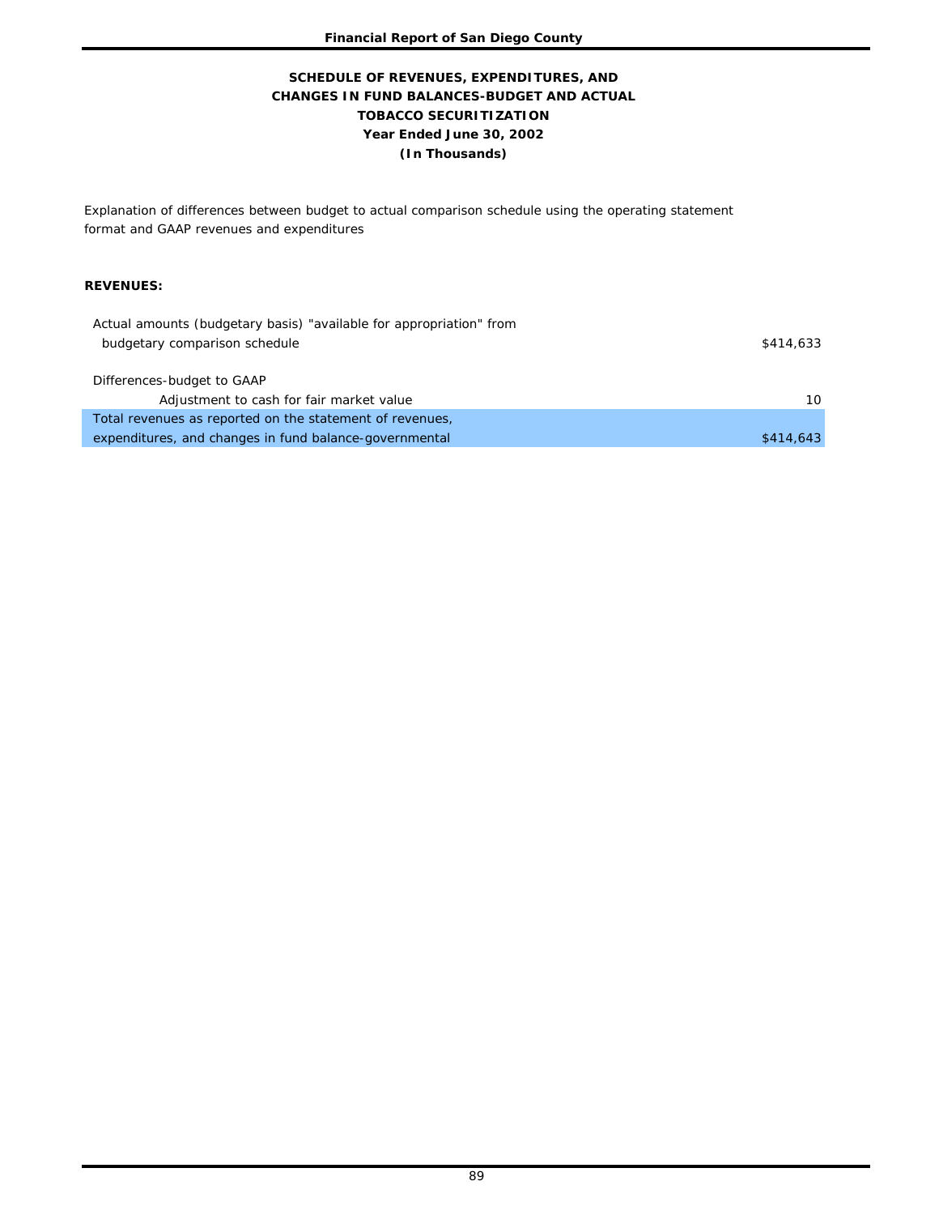**SCHEDULE OF REVENUES, EXPENDITURES, AND CHANGES IN FUND BALANCES-BUDGET AND ACTUAL**

**TOBACCO SECURITIZATION**

**Year Ended June 30, 2002**

**(In Thousands)**

Explanation of differences between budget to actual comparison schedule using the operating statement format and GAAP revenues and expenditures

**REVENUES:**

| | |
|---|---|
| Actual amounts (budgetary basis) "available for appropriation" from budgetary comparison schedule | $414,633 |
| Differences-budget to GAAP | |
| Adjustment to cash for fair market value | 10 |
| Total revenues as reported on the statement of revenues, expenditures, and changes in fund balance-governmental | $414,643 |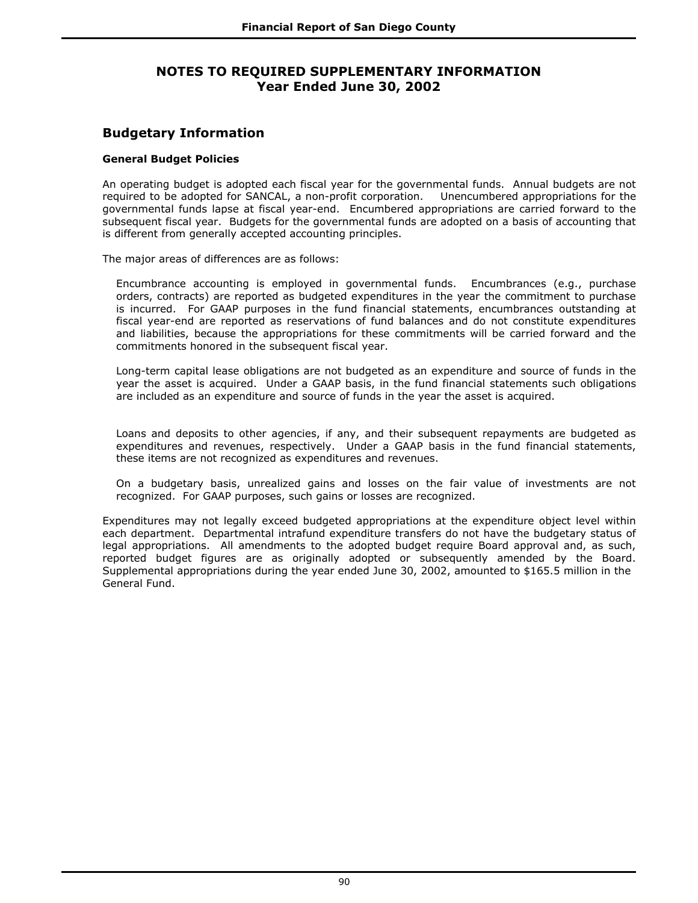# NOTES TO REQUIRED SUPPLEMENTARY INFORMATION
# Year Ended June 30, 2002

## Budgetary Information

### General Budget Policies

An operating budget is adopted each fiscal year for the governmental funds. Annual budgets are not required to be adopted for SANCAL, a non-profit corporation. Unencumbered appropriations for the governmental funds lapse at fiscal year-end. Encumbered appropriations are carried forward to the subsequent fiscal year. Budgets for the governmental funds are adopted on a basis of accounting that is different from generally accepted accounting principles.

The major areas of differences are as follows:

Encumbrance accounting is employed in governmental funds. Encumbrances (e.g., purchase orders, contracts) are reported as budgeted expenditures in the year the commitment to purchase is incurred. For GAAP purposes in the fund financial statements, encumbrances outstanding at fiscal year-end are reported as reservations of fund balances and do not constitute expenditures and liabilities, because the appropriations for these commitments will be carried forward and the commitments honored in the subsequent fiscal year.

Long-term capital lease obligations are not budgeted as an expenditure and source of funds in the year the asset is acquired. Under a GAAP basis, in the fund financial statements such obligations are included as an expenditure and source of funds in the year the asset is acquired.

Loans and deposits to other agencies, if any, and their subsequent repayments are budgeted as expenditures and revenues, respectively. Under a GAAP basis in the fund financial statements, these items are not recognized as expenditures and revenues.

On a budgetary basis, unrealized gains and losses on the fair value of investments are not recognized. For GAAP purposes, such gains or losses are recognized.

Expenditures may not legally exceed budgeted appropriations at the expenditure object level within each department. Departmental intrafund expenditure transfers do not have the budgetary status of legal appropriations. All amendments to the adopted budget require Board approval and, as such, reported budget figures are as originally adopted or subsequently amended by the Board. Supplemental appropriations during the year ended June 30, 2002, amounted to $165.5 million in the General Fund.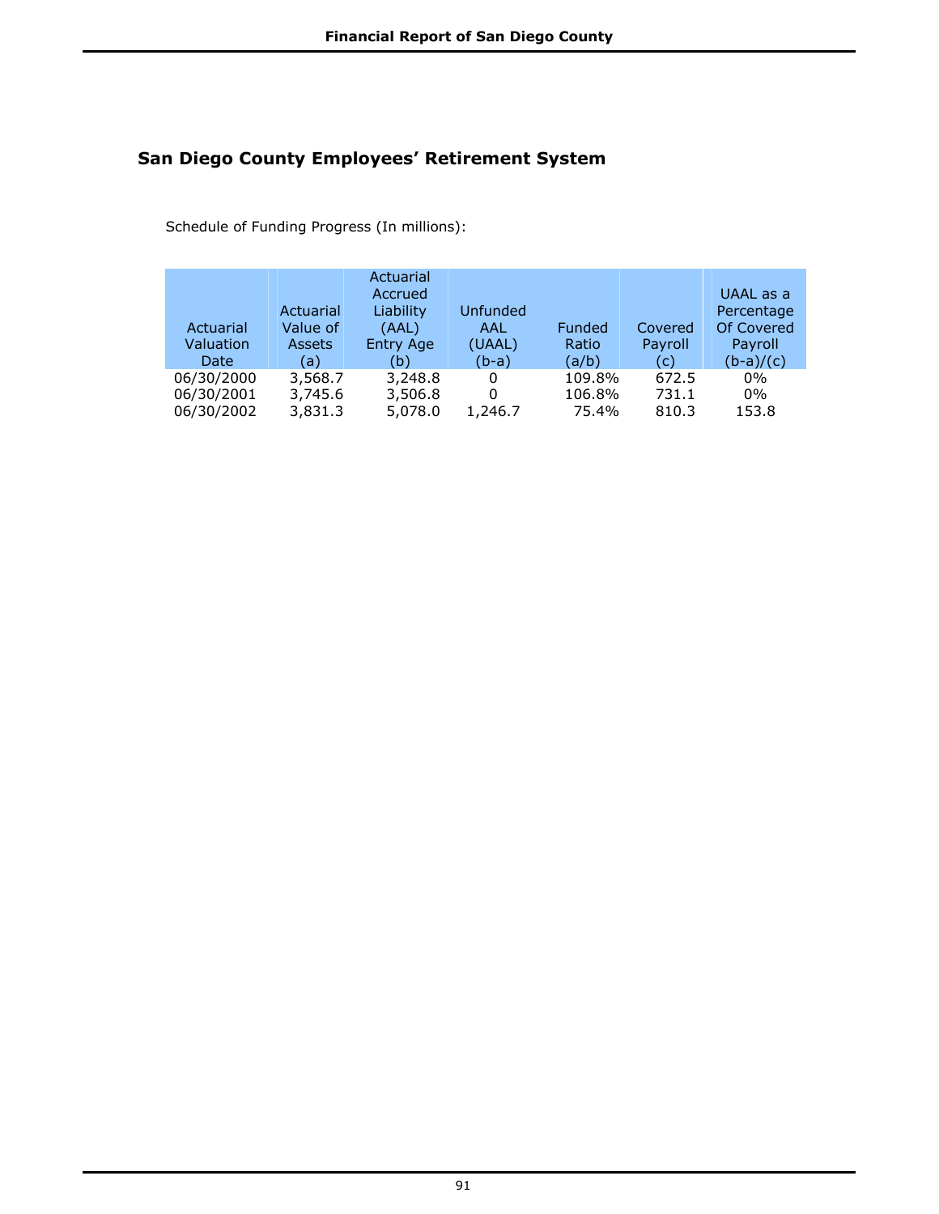## San Diego County Employees' Retirement System

Schedule of Funding Progress (In millions):

| Actuarial Valuation Date | Actuarial Value of Assets (a) | Actuarial Accrued Liability (AAL) Entry Age (b) | Unfunded AAL (UAAL) (b-a) | Funded Ratio (a/b) | Covered Payroll (c) | UAAL as a Percentage Of Covered Payroll (b-a)/(c) |
|---|---|---|---|---|---|---|
| 06/30/2000 | 3,568.7 | 3,248.8 | 0 | 109.8% | 672.5 | 0% |
| 06/30/2001 | 3,745.6 | 3,506.8 | 0 | 106.8% | 731.1 | 0% |
| 06/30/2002 | 3,831.3 | 5,078.0 | 1,246.7 | 75.4% | 810.3 | 153.8 |